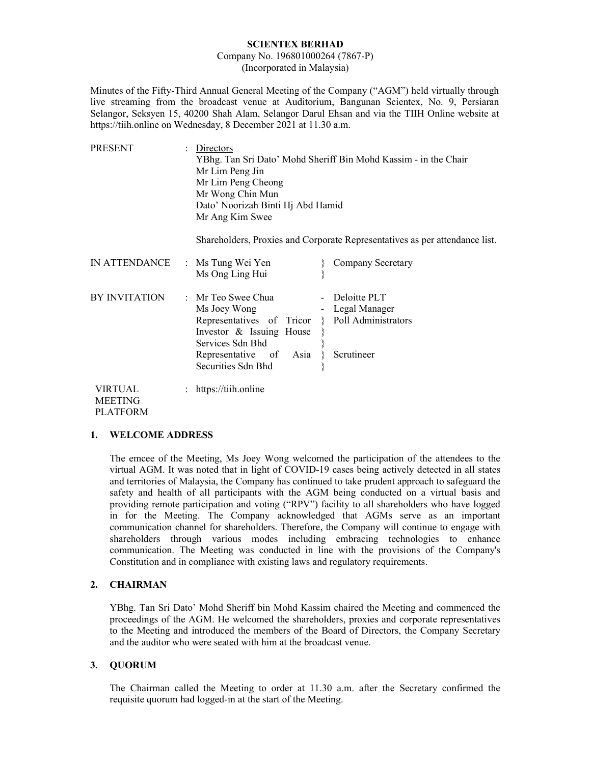**SCIENTEX BERHAD**

Company No. 196801000264 (7867-P)

(Incorporated in Malaysia)

Minutes of the Fifty-Third Annual General Meeting of the Company ("AGM") held virtually through live streaming from the broadcast venue at Auditorium, Bangunan Scientex, No. 9, Persiaran Selangor, Seksyen 15, 40200 Shah Alam, Selangor Darul Ehsan and via the TIIH Online website at https://tiih.online on Wednesday, 8 December 2021 at 11.30 a.m.

| | | | |
|---|---|---|---|
| PRESENT | : | Directors<br>YBhg. Tan Sri Dato' Mohd Sheriff Bin Mohd Kassim - in the Chair<br>Mr Lim Peng Jin<br>Mr Lim Peng Cheong<br>Mr Wong Chin Mun<br>Dato' Noorizah Binti Hj Abd Hamid<br>Mr Ang Kim Swee<br><br>Shareholders, Proxies and Corporate Representatives as per attendance list. | |
| IN ATTENDANCE | : | Ms Tung Wei Yen<br>Ms Ong Ling Hui | Company Secretary |
| BY INVITATION | : | Mr Teo Swee Chua | Deloitte PLT |
| | | Ms Joey Wong | Legal Manager |
| | | Representatives of Tricor Investor & Issuing House Services Sdn Bhd | Poll Administrators |
| | | Representative of Asia Securities Sdn Bhd | Scrutineer |
| VIRTUAL MEETING PLATFORM | : | https://tiih.online | |

## 1. WELCOME ADDRESS

The emcee of the Meeting, Ms Joey Wong welcomed the participation of the attendees to the virtual AGM. It was noted that in light of COVID-19 cases being actively detected in all states and territories of Malaysia, the Company has continued to take prudent approach to safeguard the safety and health of all participants with the AGM being conducted on a virtual basis and providing remote participation and voting ("RPV") facility to all shareholders who have logged in for the Meeting. The Company acknowledged that AGMs serve as an important communication channel for shareholders. Therefore, the Company will continue to engage with shareholders through various modes including embracing technologies to enhance communication. The Meeting was conducted in line with the provisions of the Company's Constitution and in compliance with existing laws and regulatory requirements.

## 2. CHAIRMAN

YBhg. Tan Sri Dato' Mohd Sheriff bin Mohd Kassim chaired the Meeting and commenced the proceedings of the AGM. He welcomed the shareholders, proxies and corporate representatives to the Meeting and introduced the members of the Board of Directors, the Company Secretary and the auditor who were seated with him at the broadcast venue.

## 3. QUORUM

The Chairman called the Meeting to order at 11.30 a.m. after the Secretary confirmed the requisite quorum had logged-in at the start of the Meeting.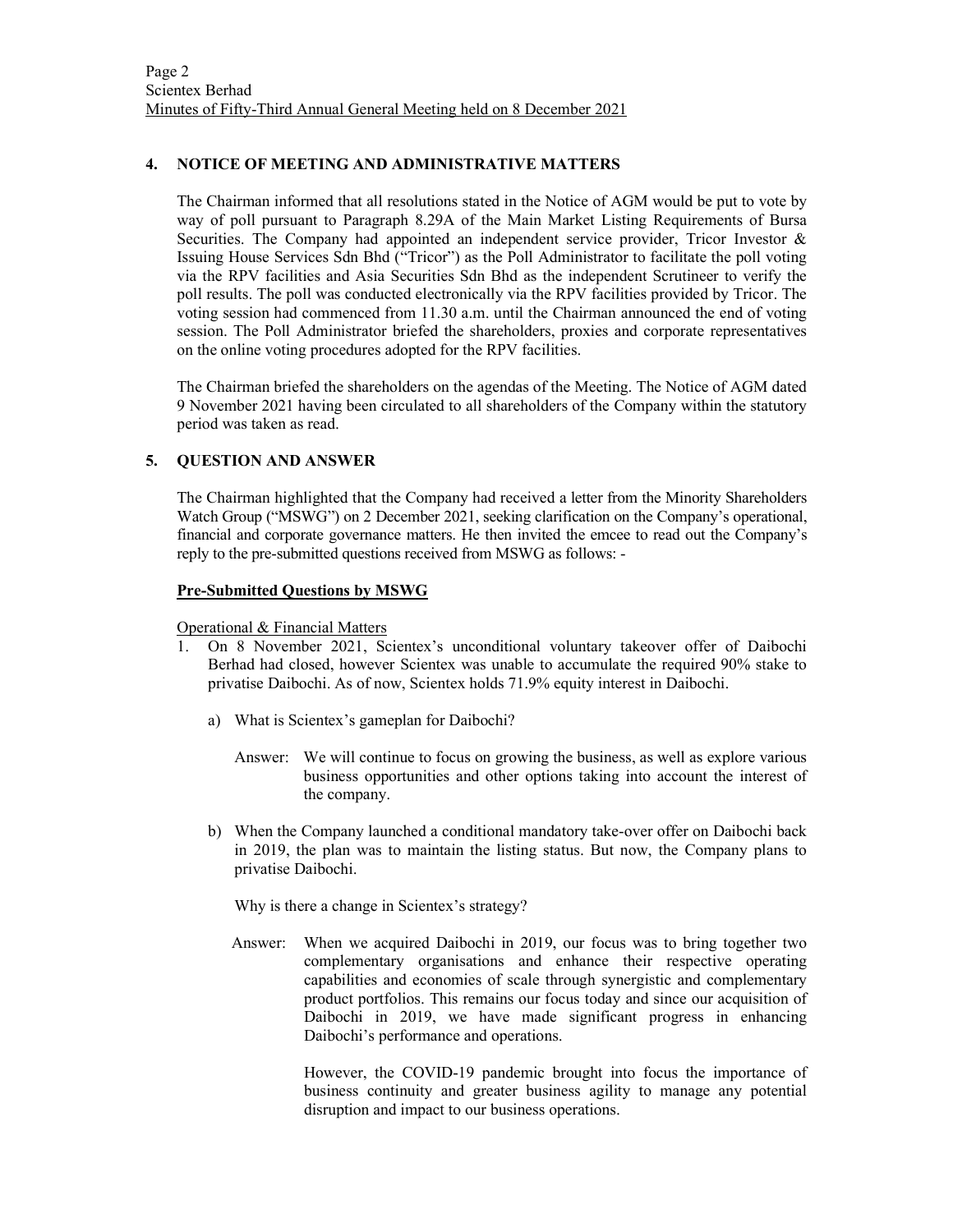## 4. NOTICE OF MEETING AND ADMINISTRATIVE MATTERS

The Chairman informed that all resolutions stated in the Notice of AGM would be put to vote by way of poll pursuant to Paragraph 8.29A of the Main Market Listing Requirements of Bursa Securities. The Company had appointed an independent service provider, Tricor Investor & Issuing House Services Sdn Bhd ("Tricor") as the Poll Administrator to facilitate the poll voting via the RPV facilities and Asia Securities Sdn Bhd as the independent Scrutineer to verify the poll results. The poll was conducted electronically via the RPV facilities provided by Tricor. The voting session had commenced from 11.30 a.m. until the Chairman announced the end of voting session. The Poll Administrator briefed the shareholders, proxies and corporate representatives on the online voting procedures adopted for the RPV facilities.

The Chairman briefed the shareholders on the agendas of the Meeting. The Notice of AGM dated 9 November 2021 having been circulated to all shareholders of the Company within the statutory period was taken as read.

## 5. QUESTION AND ANSWER

The Chairman highlighted that the Company had received a letter from the Minority Shareholders Watch Group ("MSWG") on 2 December 2021, seeking clarification on the Company's operational, financial and corporate governance matters. He then invited the emcee to read out the Company's reply to the pre-submitted questions received from MSWG as follows: -

**<u>Pre-Submitted Questions by MSWG</u>**

<u>Operational & Financial Matters</u>

1. On 8 November 2021, Scientex's unconditional voluntary takeover offer of Daibochi Berhad had closed, however Scientex was unable to accumulate the required 90% stake to privatise Daibochi. As of now, Scientex holds 71.9% equity interest in Daibochi.

   a) What is Scientex's gameplan for Daibochi?

      Answer: We will continue to focus on growing the business, as well as explore various business opportunities and other options taking into account the interest of the company.

   b) When the Company launched a conditional mandatory take-over offer on Daibochi back in 2019, the plan was to maintain the listing status. But now, the Company plans to privatise Daibochi.

      Why is there a change in Scientex's strategy?

      Answer: When we acquired Daibochi in 2019, our focus was to bring together two complementary organisations and enhance their respective operating capabilities and economies of scale through synergistic and complementary product portfolios. This remains our focus today and since our acquisition of Daibochi in 2019, we have made significant progress in enhancing Daibochi's performance and operations.

      However, the COVID-19 pandemic brought into focus the importance of business continuity and greater business agility to manage any potential disruption and impact to our business operations.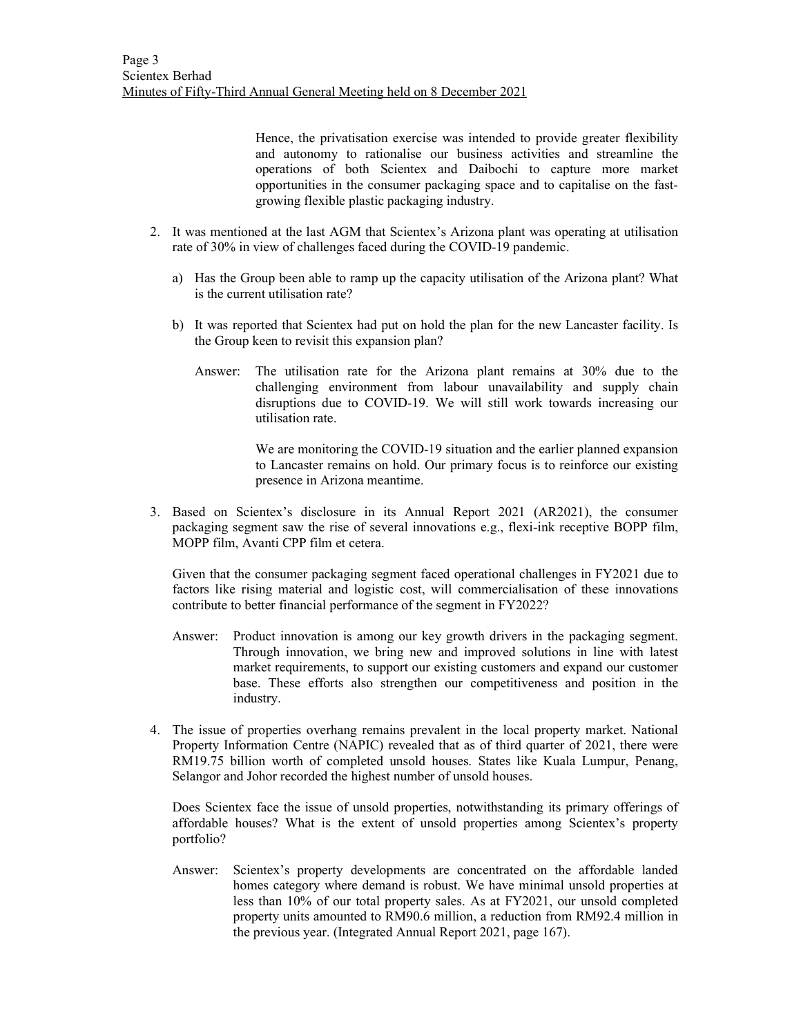Hence, the privatisation exercise was intended to provide greater flexibility and autonomy to rationalise our business activities and streamline the operations of both Scientex and Daibochi to capture more market opportunities in the consumer packaging space and to capitalise on the fast-growing flexible plastic packaging industry.

2. It was mentioned at the last AGM that Scientex's Arizona plant was operating at utilisation rate of 30% in view of challenges faced during the COVID-19 pandemic.

   a) Has the Group been able to ramp up the capacity utilisation of the Arizona plant? What is the current utilisation rate?

   b) It was reported that Scientex had put on hold the plan for the new Lancaster facility. Is the Group keen to revisit this expansion plan?

   Answer: The utilisation rate for the Arizona plant remains at 30% due to the challenging environment from labour unavailability and supply chain disruptions due to COVID-19. We will still work towards increasing our utilisation rate.

   We are monitoring the COVID-19 situation and the earlier planned expansion to Lancaster remains on hold. Our primary focus is to reinforce our existing presence in Arizona meantime.

3. Based on Scientex's disclosure in its Annual Report 2021 (AR2021), the consumer packaging segment saw the rise of several innovations e.g., flexi-ink receptive BOPP film, MOPP film, Avanti CPP film et cetera.

   Given that the consumer packaging segment faced operational challenges in FY2021 due to factors like rising material and logistic cost, will commercialisation of these innovations contribute to better financial performance of the segment in FY2022?

   Answer: Product innovation is among our key growth drivers in the packaging segment. Through innovation, we bring new and improved solutions in line with latest market requirements, to support our existing customers and expand our customer base. These efforts also strengthen our competitiveness and position in the industry.

4. The issue of properties overhang remains prevalent in the local property market. National Property Information Centre (NAPIC) revealed that as of third quarter of 2021, there were RM19.75 billion worth of completed unsold houses. States like Kuala Lumpur, Penang, Selangor and Johor recorded the highest number of unsold houses.

   Does Scientex face the issue of unsold properties, notwithstanding its primary offerings of affordable houses? What is the extent of unsold properties among Scientex's property portfolio?

   Answer: Scientex's property developments are concentrated on the affordable landed homes category where demand is robust. We have minimal unsold properties at less than 10% of our total property sales. As at FY2021, our unsold completed property units amounted to RM90.6 million, a reduction from RM92.4 million in the previous year. (Integrated Annual Report 2021, page 167).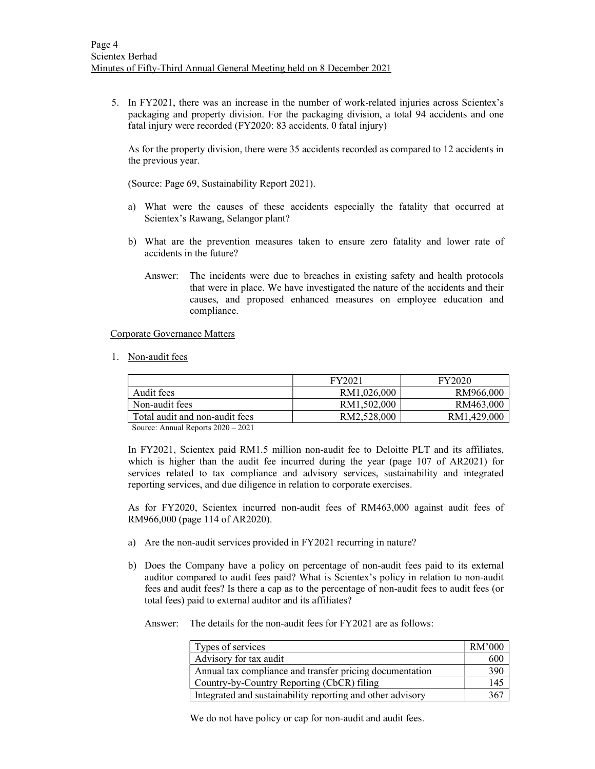5. In FY2021, there was an increase in the number of work-related injuries across Scientex's packaging and property division. For the packaging division, a total 94 accidents and one fatal injury were recorded (FY2020: 83 accidents, 0 fatal injury)

   As for the property division, there were 35 accidents recorded as compared to 12 accidents in the previous year.

   (Source: Page 69, Sustainability Report 2021).

   a) What were the causes of these accidents especially the fatality that occurred at Scientex's Rawang, Selangor plant?

   b) What are the prevention measures taken to ensure zero fatality and lower rate of accidents in the future?

      Answer: The incidents were due to breaches in existing safety and health protocols that were in place. We have investigated the nature of the accidents and their causes, and proposed enhanced measures on employee education and compliance.

Corporate Governance Matters

1. Non-audit fees

| | FY2021 | FY2020 |
|---|---:|---:|
| Audit fees | RM1,026,000 | RM966,000 |
| Non-audit fees | RM1,502,000 | RM463,000 |
| Total audit and non-audit fees | RM2,528,000 | RM1,429,000 |

Source: Annual Reports 2020 – 2021

In FY2021, Scientex paid RM1.5 million non-audit fee to Deloitte PLT and its affiliates, which is higher than the audit fee incurred during the year (page 107 of AR2021) for services related to tax compliance and advisory services, sustainability and integrated reporting services, and due diligence in relation to corporate exercises.

As for FY2020, Scientex incurred non-audit fees of RM463,000 against audit fees of RM966,000 (page 114 of AR2020).

a) Are the non-audit services provided in FY2021 recurring in nature?

b) Does the Company have a policy on percentage of non-audit fees paid to its external auditor compared to audit fees paid? What is Scientex's policy in relation to non-audit fees and audit fees? Is there a cap as to the percentage of non-audit fees to audit fees (or total fees) paid to external auditor and its affiliates?

   Answer: The details for the non-audit fees for FY2021 are as follows:

| Types of services | RM'000 |
|---|---:|
| Advisory for tax audit | 600 |
| Annual tax compliance and transfer pricing documentation | 390 |
| Country-by-Country Reporting (CbCR) filing | 145 |
| Integrated and sustainability reporting and other advisory | 367 |

   We do not have policy or cap for non-audit and audit fees.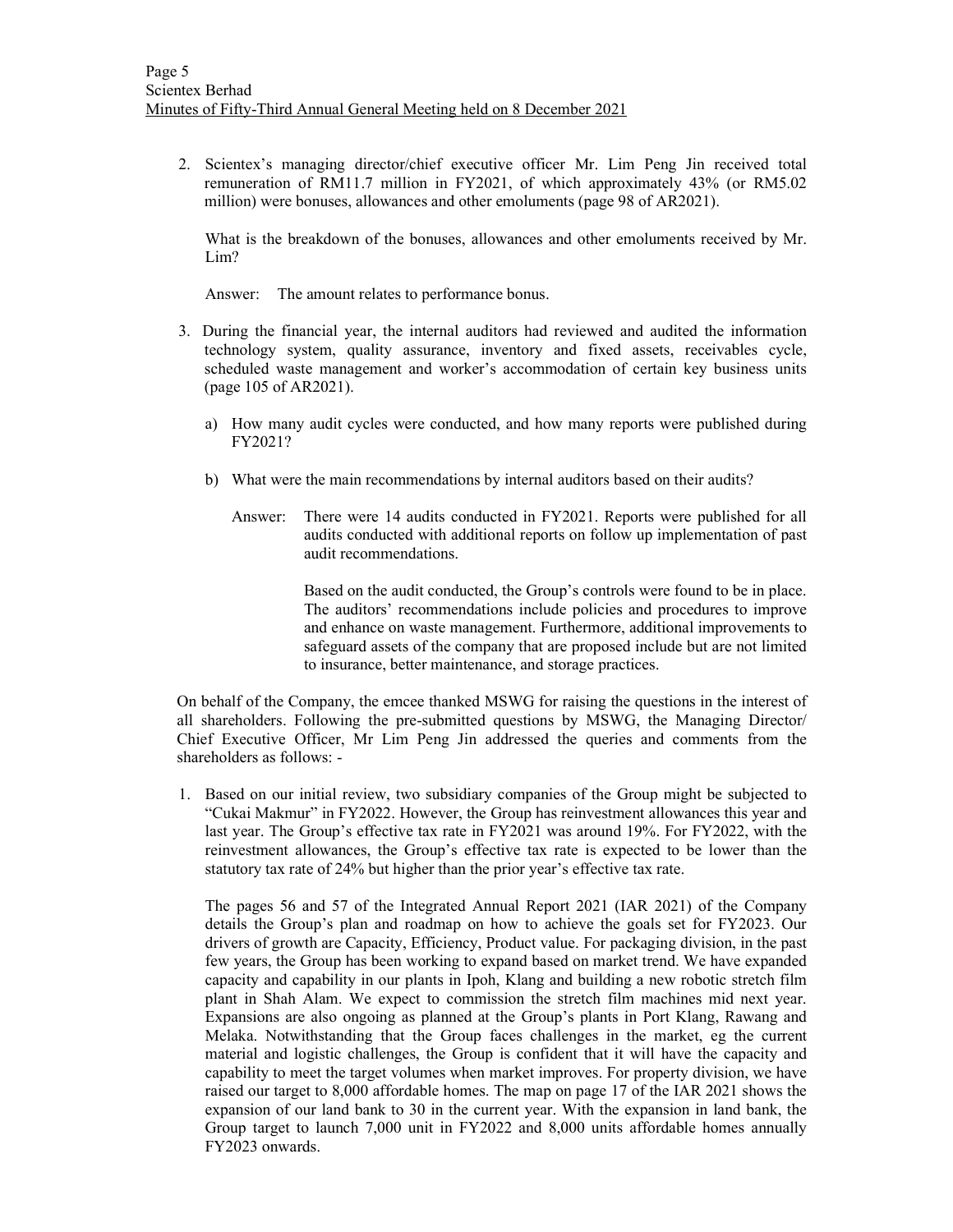2. Scientex's managing director/chief executive officer Mr. Lim Peng Jin received total remuneration of RM11.7 million in FY2021, of which approximately 43% (or RM5.02 million) were bonuses, allowances and other emoluments (page 98 of AR2021).

   What is the breakdown of the bonuses, allowances and other emoluments received by Mr. Lim?

   Answer: The amount relates to performance bonus.

3. During the financial year, the internal auditors had reviewed and audited the information technology system, quality assurance, inventory and fixed assets, receivables cycle, scheduled waste management and worker's accommodation of certain key business units (page 105 of AR2021).

   a) How many audit cycles were conducted, and how many reports were published during FY2021?

   b) What were the main recommendations by internal auditors based on their audits?

      Answer: There were 14 audits conducted in FY2021. Reports were published for all audits conducted with additional reports on follow up implementation of past audit recommendations.

      Based on the audit conducted, the Group's controls were found to be in place. The auditors' recommendations include policies and procedures to improve and enhance on waste management. Furthermore, additional improvements to safeguard assets of the company that are proposed include but are not limited to insurance, better maintenance, and storage practices.

On behalf of the Company, the emcee thanked MSWG for raising the questions in the interest of all shareholders. Following the pre-submitted questions by MSWG, the Managing Director/ Chief Executive Officer, Mr Lim Peng Jin addressed the queries and comments from the shareholders as follows: -

1. Based on our initial review, two subsidiary companies of the Group might be subjected to "Cukai Makmur" in FY2022. However, the Group has reinvestment allowances this year and last year. The Group's effective tax rate in FY2021 was around 19%. For FY2022, with the reinvestment allowances, the Group's effective tax rate is expected to be lower than the statutory tax rate of 24% but higher than the prior year's effective tax rate.

   The pages 56 and 57 of the Integrated Annual Report 2021 (IAR 2021) of the Company details the Group's plan and roadmap on how to achieve the goals set for FY2023. Our drivers of growth are Capacity, Efficiency, Product value. For packaging division, in the past few years, the Group has been working to expand based on market trend. We have expanded capacity and capability in our plants in Ipoh, Klang and building a new robotic stretch film plant in Shah Alam. We expect to commission the stretch film machines mid next year. Expansions are also ongoing as planned at the Group's plants in Port Klang, Rawang and Melaka. Notwithstanding that the Group faces challenges in the market, eg the current material and logistic challenges, the Group is confident that it will have the capacity and capability to meet the target volumes when market improves. For property division, we have raised our target to 8,000 affordable homes. The map on page 17 of the IAR 2021 shows the expansion of our land bank to 30 in the current year. With the expansion in land bank, the Group target to launch 7,000 unit in FY2022 and 8,000 units affordable homes annually FY2023 onwards.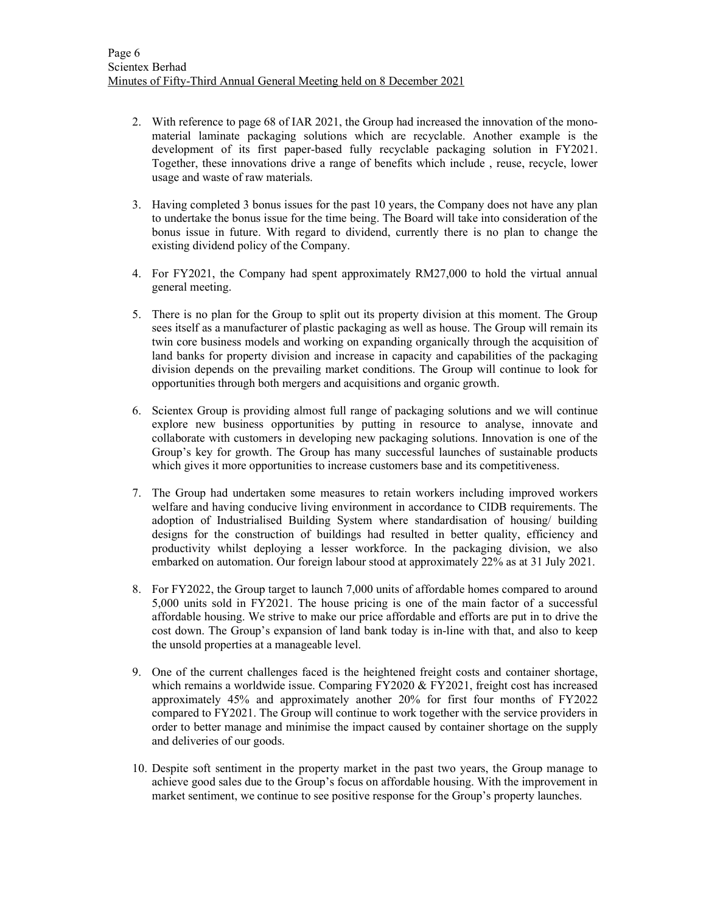2. With reference to page 68 of IAR 2021, the Group had increased the innovation of the mono-material laminate packaging solutions which are recyclable. Another example is the development of its first paper-based fully recyclable packaging solution in FY2021. Together, these innovations drive a range of benefits which include , reuse, recycle, lower usage and waste of raw materials.

3. Having completed 3 bonus issues for the past 10 years, the Company does not have any plan to undertake the bonus issue for the time being. The Board will take into consideration of the bonus issue in future. With regard to dividend, currently there is no plan to change the existing dividend policy of the Company.

4. For FY2021, the Company had spent approximately RM27,000 to hold the virtual annual general meeting.

5. There is no plan for the Group to split out its property division at this moment. The Group sees itself as a manufacturer of plastic packaging as well as house. The Group will remain its twin core business models and working on expanding organically through the acquisition of land banks for property division and increase in capacity and capabilities of the packaging division depends on the prevailing market conditions. The Group will continue to look for opportunities through both mergers and acquisitions and organic growth.

6. Scientex Group is providing almost full range of packaging solutions and we will continue explore new business opportunities by putting in resource to analyse, innovate and collaborate with customers in developing new packaging solutions. Innovation is one of the Group's key for growth. The Group has many successful launches of sustainable products which gives it more opportunities to increase customers base and its competitiveness.

7. The Group had undertaken some measures to retain workers including improved workers welfare and having conducive living environment in accordance to CIDB requirements. The adoption of Industrialised Building System where standardisation of housing/ building designs for the construction of buildings had resulted in better quality, efficiency and productivity whilst deploying a lesser workforce. In the packaging division, we also embarked on automation. Our foreign labour stood at approximately 22% as at 31 July 2021.

8. For FY2022, the Group target to launch 7,000 units of affordable homes compared to around 5,000 units sold in FY2021. The house pricing is one of the main factor of a successful affordable housing. We strive to make our price affordable and efforts are put in to drive the cost down. The Group's expansion of land bank today is in-line with that, and also to keep the unsold properties at a manageable level.

9. One of the current challenges faced is the heightened freight costs and container shortage, which remains a worldwide issue. Comparing FY2020 & FY2021, freight cost has increased approximately 45% and approximately another 20% for first four months of FY2022 compared to FY2021. The Group will continue to work together with the service providers in order to better manage and minimise the impact caused by container shortage on the supply and deliveries of our goods.

10. Despite soft sentiment in the property market in the past two years, the Group manage to achieve good sales due to the Group's focus on affordable housing. With the improvement in market sentiment, we continue to see positive response for the Group's property launches.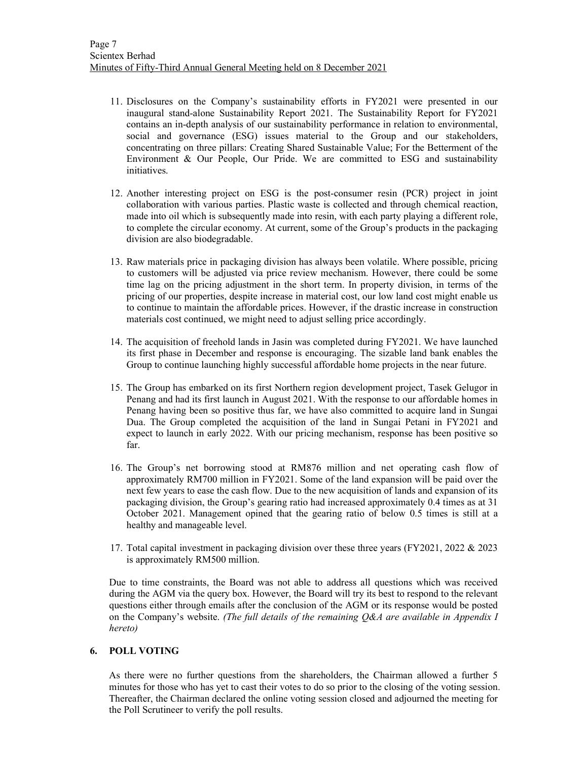11. Disclosures on the Company's sustainability efforts in FY2021 were presented in our inaugural stand-alone Sustainability Report 2021. The Sustainability Report for FY2021 contains an in-depth analysis of our sustainability performance in relation to environmental, social and governance (ESG) issues material to the Group and our stakeholders, concentrating on three pillars: Creating Shared Sustainable Value; For the Betterment of the Environment & Our People, Our Pride. We are committed to ESG and sustainability initiatives.

12. Another interesting project on ESG is the post-consumer resin (PCR) project in joint collaboration with various parties. Plastic waste is collected and through chemical reaction, made into oil which is subsequently made into resin, with each party playing a different role, to complete the circular economy. At current, some of the Group's products in the packaging division are also biodegradable.

13. Raw materials price in packaging division has always been volatile. Where possible, pricing to customers will be adjusted via price review mechanism. However, there could be some time lag on the pricing adjustment in the short term. In property division, in terms of the pricing of our properties, despite increase in material cost, our low land cost might enable us to continue to maintain the affordable prices. However, if the drastic increase in construction materials cost continued, we might need to adjust selling price accordingly.

14. The acquisition of freehold lands in Jasin was completed during FY2021. We have launched its first phase in December and response is encouraging. The sizable land bank enables the Group to continue launching highly successful affordable home projects in the near future.

15. The Group has embarked on its first Northern region development project, Tasek Gelugor in Penang and had its first launch in August 2021. With the response to our affordable homes in Penang having been so positive thus far, we have also committed to acquire land in Sungai Dua. The Group completed the acquisition of the land in Sungai Petani in FY2021 and expect to launch in early 2022. With our pricing mechanism, response has been positive so far.

16. The Group's net borrowing stood at RM876 million and net operating cash flow of approximately RM700 million in FY2021. Some of the land expansion will be paid over the next few years to ease the cash flow. Due to the new acquisition of lands and expansion of its packaging division, the Group's gearing ratio had increased approximately 0.4 times as at 31 October 2021. Management opined that the gearing ratio of below 0.5 times is still at a healthy and manageable level.

17. Total capital investment in packaging division over these three years (FY2021, 2022 & 2023 is approximately RM500 million.

Due to time constraints, the Board was not able to address all questions which was received during the AGM via the query box. However, the Board will try its best to respond to the relevant questions either through emails after the conclusion of the AGM or its response would be posted on the Company's website. *(The full details of the remaining Q&A are available in Appendix I hereto)*

## 6. POLL VOTING

As there were no further questions from the shareholders, the Chairman allowed a further 5 minutes for those who has yet to cast their votes to do so prior to the closing of the voting session. Thereafter, the Chairman declared the online voting session closed and adjourned the meeting for the Poll Scrutineer to verify the poll results.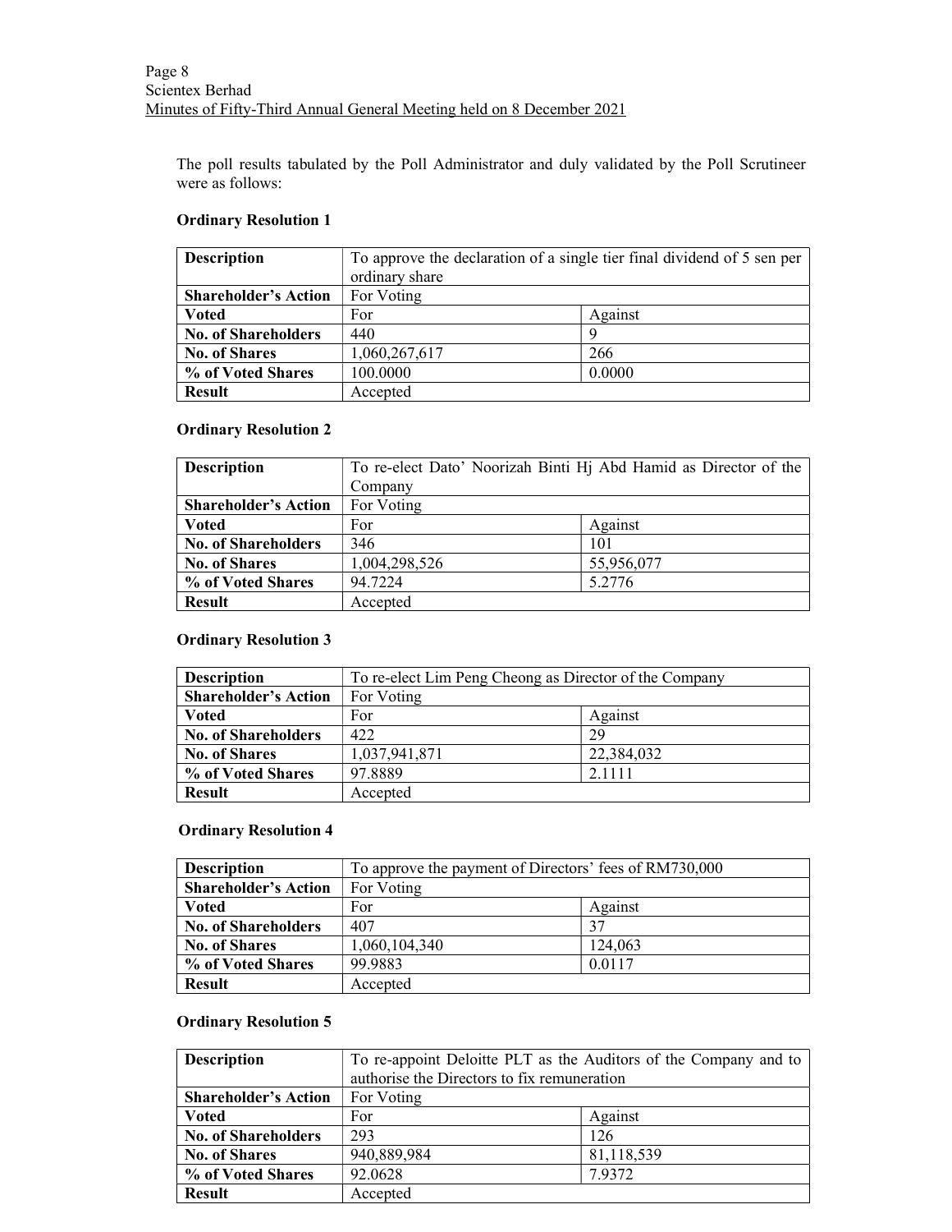The poll results tabulated by the Poll Administrator and duly validated by the Poll Scrutineer were as follows:

**Ordinary Resolution 1**

| **Description** | To approve the declaration of a single tier final dividend of 5 sen per ordinary share | |
|---|---|---|
| **Shareholder's Action** | For Voting | |
| **Voted** | For | Against |
| **No. of Shareholders** | 440 | 9 |
| **No. of Shares** | 1,060,267,617 | 266 |
| **% of Voted Shares** | 100.0000 | 0.0000 |
| **Result** | Accepted | |

**Ordinary Resolution 2**

| **Description** | To re-elect Dato' Noorizah Binti Hj Abd Hamid as Director of the Company | |
|---|---|---|
| **Shareholder's Action** | For Voting | |
| **Voted** | For | Against |
| **No. of Shareholders** | 346 | 101 |
| **No. of Shares** | 1,004,298,526 | 55,956,077 |
| **% of Voted Shares** | 94.7224 | 5.2776 |
| **Result** | Accepted | |

**Ordinary Resolution 3**

| **Description** | To re-elect Lim Peng Cheong as Director of the Company | |
|---|---|---|
| **Shareholder's Action** | For Voting | |
| **Voted** | For | Against |
| **No. of Shareholders** | 422 | 29 |
| **No. of Shares** | 1,037,941,871 | 22,384,032 |
| **% of Voted Shares** | 97.8889 | 2.1111 |
| **Result** | Accepted | |

**Ordinary Resolution 4**

| **Description** | To approve the payment of Directors' fees of RM730,000 | |
|---|---|---|
| **Shareholder's Action** | For Voting | |
| **Voted** | For | Against |
| **No. of Shareholders** | 407 | 37 |
| **No. of Shares** | 1,060,104,340 | 124,063 |
| **% of Voted Shares** | 99.9883 | 0.0117 |
| **Result** | Accepted | |

**Ordinary Resolution 5**

| **Description** | To re-appoint Deloitte PLT as the Auditors of the Company and to authorise the Directors to fix remuneration | |
|---|---|---|
| **Shareholder's Action** | For Voting | |
| **Voted** | For | Against |
| **No. of Shareholders** | 293 | 126 |
| **No. of Shares** | 940,889,984 | 81,118,539 |
| **% of Voted Shares** | 92.0628 | 7.9372 |
| **Result** | Accepted | |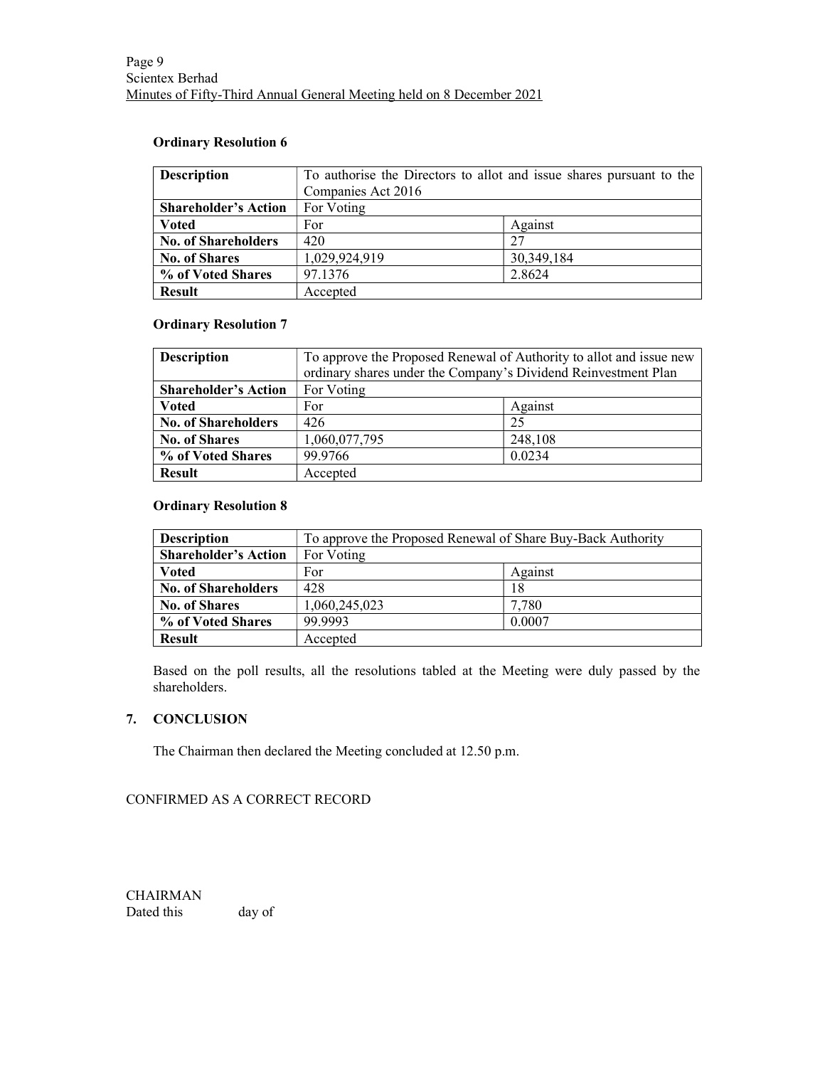**Ordinary Resolution 6**

| **Description** | To authorise the Directors to allot and issue shares pursuant to the Companies Act 2016 | |
|---|---|---|
| **Shareholder's Action** | For Voting | |
| **Voted** | For | Against |
| **No. of Shareholders** | 420 | 27 |
| **No. of Shares** | 1,029,924,919 | 30,349,184 |
| **% of Voted Shares** | 97.1376 | 2.8624 |
| **Result** | Accepted | |

**Ordinary Resolution 7**

| **Description** | To approve the Proposed Renewal of Authority to allot and issue new ordinary shares under the Company's Dividend Reinvestment Plan | |
|---|---|---|
| **Shareholder's Action** | For Voting | |
| **Voted** | For | Against |
| **No. of Shareholders** | 426 | 25 |
| **No. of Shares** | 1,060,077,795 | 248,108 |
| **% of Voted Shares** | 99.9766 | 0.0234 |
| **Result** | Accepted | |

**Ordinary Resolution 8**

| **Description** | To approve the Proposed Renewal of Share Buy-Back Authority | |
|---|---|---|
| **Shareholder's Action** | For Voting | |
| **Voted** | For | Against |
| **No. of Shareholders** | 428 | 18 |
| **No. of Shares** | 1,060,245,023 | 7,780 |
| **% of Voted Shares** | 99.9993 | 0.0007 |
| **Result** | Accepted | |

Based on the poll results, all the resolutions tabled at the Meeting were duly passed by the shareholders.

## 7. CONCLUSION

The Chairman then declared the Meeting concluded at 12.50 p.m.

CONFIRMED AS A CORRECT RECORD

CHAIRMAN
Dated this day of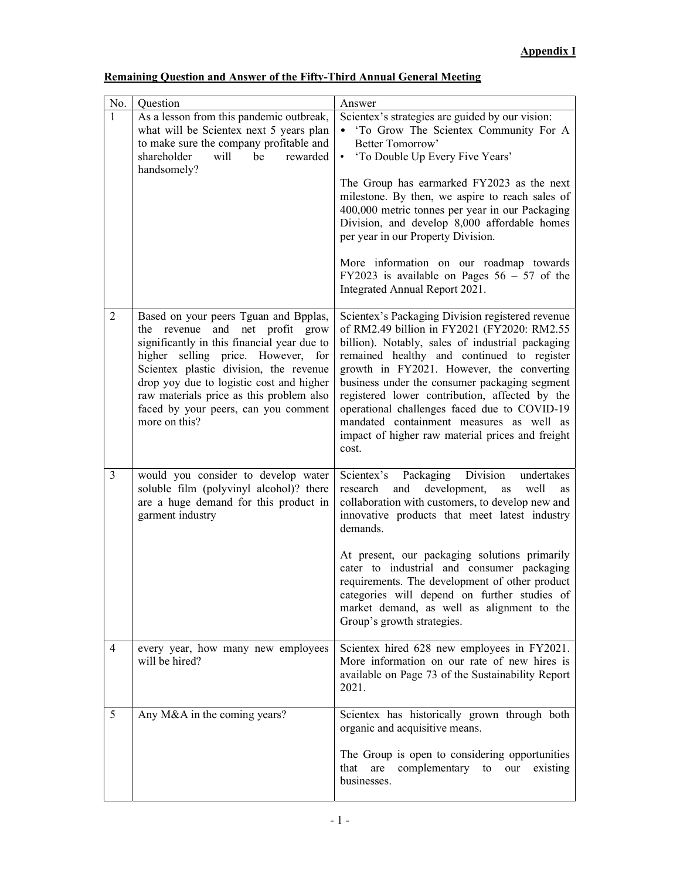**Appendix I**

**Remaining Question and Answer of the Fifty-Third Annual General Meeting**

| No. | Question | Answer |
|---|---|---|
| 1 | As a lesson from this pandemic outbreak, what will be Scientex next 5 years plan to make sure the company profitable and shareholder will be rewarded handsomely? | Scientex's strategies are guided by our vision:<br>• 'To Grow The Scientex Community For A Better Tomorrow'<br>• 'To Double Up Every Five Years'<br><br>The Group has earmarked FY2023 as the next milestone. By then, we aspire to reach sales of 400,000 metric tonnes per year in our Packaging Division, and develop 8,000 affordable homes per year in our Property Division.<br><br>More information on our roadmap towards FY2023 is available on Pages 56 – 57 of the Integrated Annual Report 2021. |
| 2 | Based on your peers Tguan and Bpplas, the revenue and net profit grow significantly in this financial year due to higher selling price. However, for Scientex plastic division, the revenue drop yoy due to logistic cost and higher raw materials price as this problem also faced by your peers, can you comment more on this? | Scientex's Packaging Division registered revenue of RM2.49 billion in FY2021 (FY2020: RM2.55 billion). Notably, sales of industrial packaging remained healthy and continued to register growth in FY2021. However, the converting business under the consumer packaging segment registered lower contribution, affected by the operational challenges faced due to COVID-19 mandated containment measures as well as impact of higher raw material prices and freight cost. |
| 3 | would you consider to develop water soluble film (polyvinyl alcohol)? there are a huge demand for this product in garment industry | Scientex's Packaging Division undertakes research and development, as well as collaboration with customers, to develop new and innovative products that meet latest industry demands.<br><br>At present, our packaging solutions primarily cater to industrial and consumer packaging requirements. The development of other product categories will depend on further studies of market demand, as well as alignment to the Group's growth strategies. |
| 4 | every year, how many new employees will be hired? | Scientex hired 628 new employees in FY2021. More information on our rate of new hires is available on Page 73 of the Sustainability Report 2021. |
| 5 | Any M&A in the coming years? | Scientex has historically grown through both organic and acquisitive means.<br><br>The Group is open to considering opportunities that are complementary to our existing businesses. |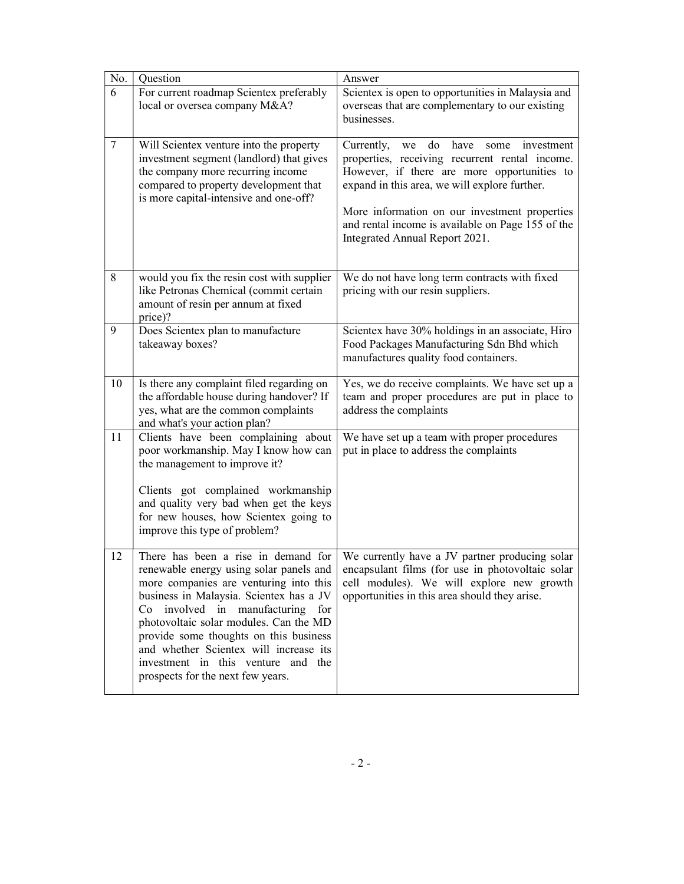| No. | Question | Answer |
|---|---|---|
| 6 | For current roadmap Scientex preferably local or oversea company M&A? | Scientex is open to opportunities in Malaysia and overseas that are complementary to our existing businesses. |
| 7 | Will Scientex venture into the property investment segment (landlord) that gives the company more recurring income compared to property development that is more capital-intensive and one-off? | Currently, we do have some investment properties, receiving recurrent rental income. However, if there are more opportunities to expand in this area, we will explore further.<br><br>More information on our investment properties and rental income is available on Page 155 of the Integrated Annual Report 2021. |
| 8 | would you fix the resin cost with supplier like Petronas Chemical (commit certain amount of resin per annum at fixed price)? | We do not have long term contracts with fixed pricing with our resin suppliers. |
| 9 | Does Scientex plan to manufacture takeaway boxes? | Scientex have 30% holdings in an associate, Hiro Food Packages Manufacturing Sdn Bhd which manufactures quality food containers. |
| 10 | Is there any complaint filed regarding on the affordable house during handover? If yes, what are the common complaints and what's your action plan? | Yes, we do receive complaints. We have set up a team and proper procedures are put in place to address the complaints |
| 11 | Clients have been complaining about poor workmanship. May I know how can the management to improve it?<br><br>Clients got complained workmanship and quality very bad when get the keys for new houses, how Scientex going to improve this type of problem? | We have set up a team with proper procedures put in place to address the complaints |
| 12 | There has been a rise in demand for renewable energy using solar panels and more companies are venturing into this business in Malaysia. Scientex has a JV Co involved in manufacturing for photovoltaic solar modules. Can the MD provide some thoughts on this business and whether Scientex will increase its investment in this venture and the prospects for the next few years. | We currently have a JV partner producing solar encapsulant films (for use in photovoltaic solar cell modules). We will explore new growth opportunities in this area should they arise. |